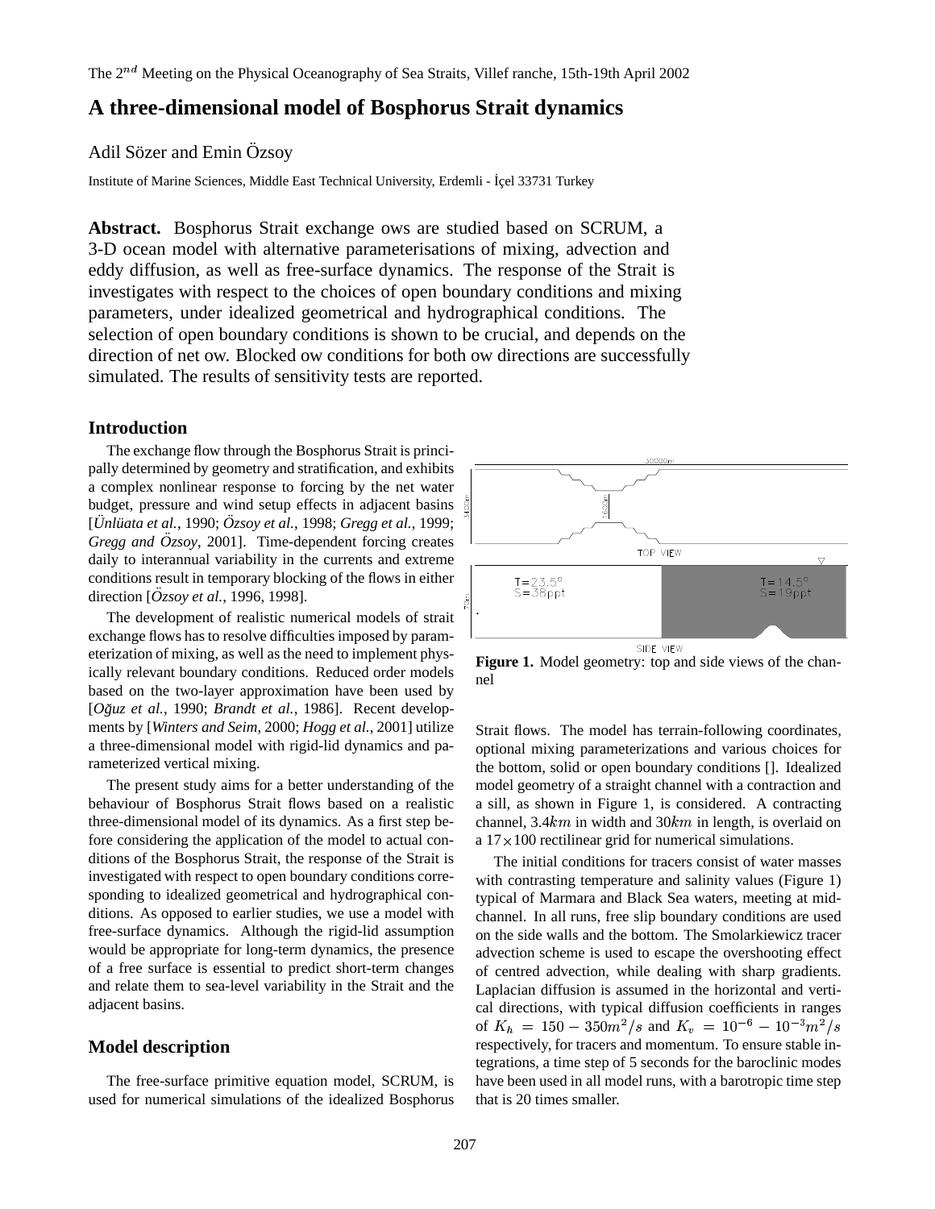The $2^{nd}$ Meeting on the Physical Oceanography of Sea Straits, Villef ranche, 15th-19th April 2002

# A three-dimensional model of Bosphorus Strait dynamics

Adil Sözer and Emin Özsoy

Institute of Marine Sciences, Middle East Technical University, Erdemli - İçel 33731 Turkey

**Abstract.** Bosphorus Strait exchange ows are studied based on SCRUM, a 3-D ocean model with alternative parameterisations of mixing, advection and eddy diffusion, as well as free-surface dynamics. The response of the Strait is investigates with respect to the choices of open boundary conditions and mixing parameters, under idealized geometrical and hydrographical conditions. The selection of open boundary conditions is shown to be crucial, and depends on the direction of net ow. Blocked ow conditions for both ow directions are successfully simulated. The results of sensitivity tests are reported.

## Introduction

The exchange flow through the Bosphorus Strait is principally determined by geometry and stratification, and exhibits a complex nonlinear response to forcing by the net water budget, pressure and wind setup effects in adjacent basins [*Ünlüata et al.*, 1990; *Özsoy et al.*, 1998; *Gregg et al.*, 1999; *Gregg and Özsoy*, 2001]. Time-dependent forcing creates daily to interannual variability in the currents and extreme conditions result in temporary blocking of the flows in either direction [*Özsoy et al.*, 1996, 1998].

The development of realistic numerical models of strait exchange flows has to resolve difficulties imposed by parameterization of mixing, as well as the need to implement physically relevant boundary conditions. Reduced order models based on the two-layer approximation have been used by [*Oğuz et al.*, 1990; *Brandt et al.*, 1986]. Recent developments by [*Winters and Seim*, 2000; *Hogg et al.*, 2001] utilize a three-dimensional model with rigid-lid dynamics and parameterized vertical mixing.

The present study aims for a better understanding of the behaviour of Bosphorus Strait flows based on a realistic three-dimensional model of its dynamics. As a first step before considering the application of the model to actual conditions of the Bosphorus Strait, the response of the Strait is investigated with respect to open boundary conditions corresponding to idealized geometrical and hydrographical conditions. As opposed to earlier studies, we use a model with free-surface dynamics. Although the rigid-lid assumption would be appropriate for long-term dynamics, the presence of a free surface is essential to predict short-term changes and relate them to sea-level variability in the Strait and the adjacent basins.

## Model description

The free-surface primitive equation model, SCRUM, is used for numerical simulations of the idealized Bosphorus Strait flows. The model has terrain-following coordinates, optional mixing parameterizations and various choices for the bottom, solid or open boundary conditions []. Idealized model geometry of a straight channel with a contraction and a sill, as shown in Figure 1, is considered. A contracting channel, 3.4$km$ in width and 30$km$ in length, is overlaid on a $17 \times 100$ rectilinear grid for numerical simulations.

The initial conditions for tracers consist of water masses with contrasting temperature and salinity values (Figure 1) typical of Marmara and Black Sea waters, meeting at mid-channel. In all runs, free slip boundary conditions are used on the side walls and the bottom. The Smolarkiewicz tracer advection scheme is used to escape the overshooting effect of centred advection, while dealing with sharp gradients. Laplacian diffusion is assumed in the horizontal and vertical directions, with typical diffusion coefficients in ranges of $K_h = 150 - 350 m^2/s$ and $K_v = 10^{-6} - 10^{-3} m^2/s$ respectively, for tracers and momentum. To ensure stable integrations, a time step of 5 seconds for the baroclinic modes have been used in all model runs, with a barotropic time step that is 20 times smaller.

**Figure 1.** Model geometry: top and side views of the channel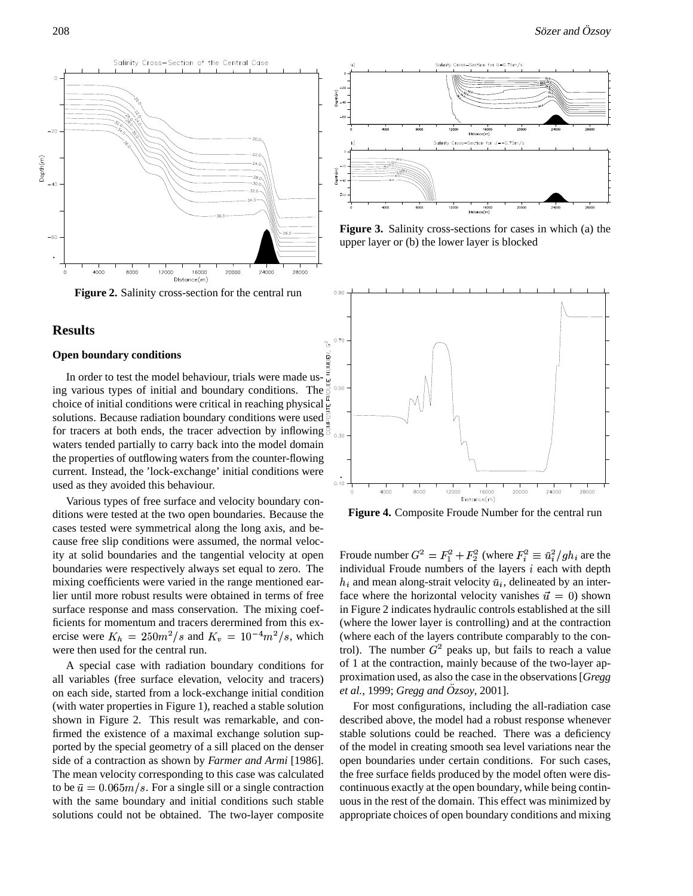**Figure 2.** Salinity cross-section for the central run

**Figure 3.** Salinity cross-sections for cases in which (a) the upper layer or (b) the lower layer is blocked

**Figure 4.** Composite Froude Number for the central run

## Results

### Open boundary conditions

In order to test the model behaviour, trials were made using various types of initial and boundary conditions. The choice of initial conditions were critical in reaching physical solutions. Because radiation boundary conditions were used for tracers at both ends, the tracer advection by inflowing waters tended partially to carry back into the model domain the properties of outflowing waters from the counter-flowing current. Instead, the 'lock-exchange' initial conditions were used as they avoided this behaviour.

Various types of free surface and velocity boundary conditions were tested at the two open boundaries. Because the cases tested were symmetrical along the long axis, and because free slip conditions were assumed, the normal velocity at solid boundaries and the tangential velocity at open boundaries were respectively always set equal to zero. The mixing coefficients were varied in the range mentioned earlier until more robust results were obtained in terms of free surface response and mass conservation. The mixing coefficients for momentum and tracers derermined from this exercise were $K_h = 250 m^2/s$ and $K_v = 10^{-4} m^2/s$, which were then used for the central run.

A special case with radiation boundary conditions for all variables (free surface elevation, velocity and tracers) on each side, started from a lock-exchange initial condition (with water properties in Figure 1), reached a stable solution shown in Figure 2. This result was remarkable, and confirmed the existence of a maximal exchange solution supported by the special geometry of a sill placed on the denser side of a contraction as shown by *Farmer and Armi* [1986]. The mean velocity corresponding to this case was calculated to be $\bar{u} = 0.065 m/s$. For a single sill or a single contraction with the same boundary and initial conditions such stable solutions could not be obtained. The two-layer composite Froude number $G^2 = F_1^2 + F_2^2$ (where $F_i^2 \equiv \bar{u}_i^2/gh_i$ are the individual Froude numbers of the layers $i$ each with depth $h_i$ and mean along-strait velocity $\bar{u}_i$, delineated by an interface where the horizontal velocity vanishes $\vec{u} = 0$) shown in Figure 2 indicates hydraulic controls established at the sill (where the lower layer is controlling) and at the contraction (where each of the layers contribute comparably to the control). The number $G^2$ peaks up, but fails to reach a value of 1 at the contraction, mainly because of the two-layer approximation used, as also the case in the observations [*Gregg et al.*, 1999; *Gregg and Özsoy*, 2001].

For most configurations, including the all-radiation case described above, the model had a robust response whenever stable solutions could be reached. There was a deficiency of the model in creating smooth sea level variations near the open boundaries under certain conditions. For such cases, the free surface fields produced by the model often were discontinuous exactly at the open boundary, while being continuous in the rest of the domain. This effect was minimized by appropriate choices of open boundary conditions and mixing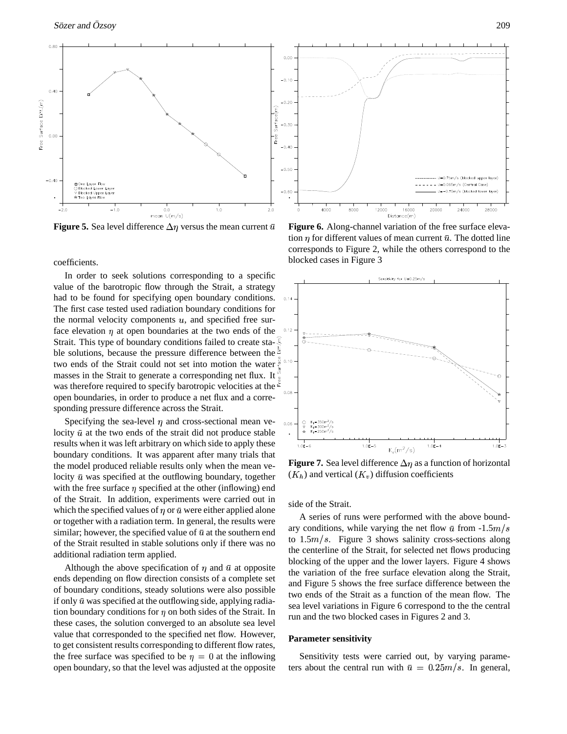**Figure 5.** Sea level difference $\Delta\eta$ versus the mean current $\bar{u}$

**Figure 6.** Along-channel variation of the free surface elevation $\eta$ for different values of mean current $\bar{u}$. The dotted line corresponds to Figure 2, while the others correspond to the blocked cases in Figure 3

coefficients.

In order to seek solutions corresponding to a specific value of the barotropic flow through the Strait, a strategy had to be found for specifying open boundary conditions. The first case tested used radiation boundary conditions for the normal velocity components $u$, and specified free surface elevation $\eta$ at open boundaries at the two ends of the Strait. This type of boundary conditions failed to create stable solutions, because the pressure difference between the two ends of the Strait could not set into motion the water masses in the Strait to generate a corresponding net flux. It was therefore required to specify barotropic velocities at the open boundaries, in order to produce a net flux and a corresponding pressure difference across the Strait.

Specifying the sea-level $\eta$ and cross-sectional mean velocity $\bar{u}$ at the two ends of the strait did not produce stable results when it was left arbitrary on which side to apply these boundary conditions. It was apparent after many trials that the model produced reliable results only when the mean velocity $\bar{u}$ was specified at the outflowing boundary, together with the free surface $\eta$ specified at the other (inflowing) end of the Strait. In addition, experiments were carried out in which the specified values of $\eta$ or $\bar{u}$ were either applied alone or together with a radiation term. In general, the results were similar; however, the specified value of $\bar{u}$ at the southern end of the Strait resulted in stable solutions only if there was no additional radiation term applied.

Although the above specification of $\eta$ and $\bar{u}$ at opposite ends depending on flow direction consists of a complete set of boundary conditions, steady solutions were also possible if only $\bar{u}$ was specified at the outflowing side, applying radiation boundary conditions for $\eta$ on both sides of the Strait. In these cases, the solution converged to an absolute sea level value that corresponded to the specified net flow. However, to get consistent results corresponding to different flow rates, the free surface was specified to be $\eta = 0$ at the inflowing open boundary, so that the level was adjusted at the opposite side of the Strait.

**Figure 7.** Sea level difference $\Delta\eta$ as a function of horizontal ($K_h$) and vertical ($K_v$) diffusion coefficients

A series of runs were performed with the above boundary conditions, while varying the net flow $\bar{u}$ from -1.5$m/s$ to 1.5$m/s$. Figure 3 shows salinity cross-sections along the centerline of the Strait, for selected net flows producing blocking of the upper and the lower layers. Figure 4 shows the variation of the free surface elevation along the Strait, and Figure 5 shows the free surface difference between the two ends of the Strait as a function of the mean flow. The sea level variations in Figure 6 correspond to the the central run and the two blocked cases in Figures 2 and 3.

**Parameter sensitivity**

Sensitivity tests were carried out, by varying parameters about the central run with $\bar{u} = 0.25m/s$. In general,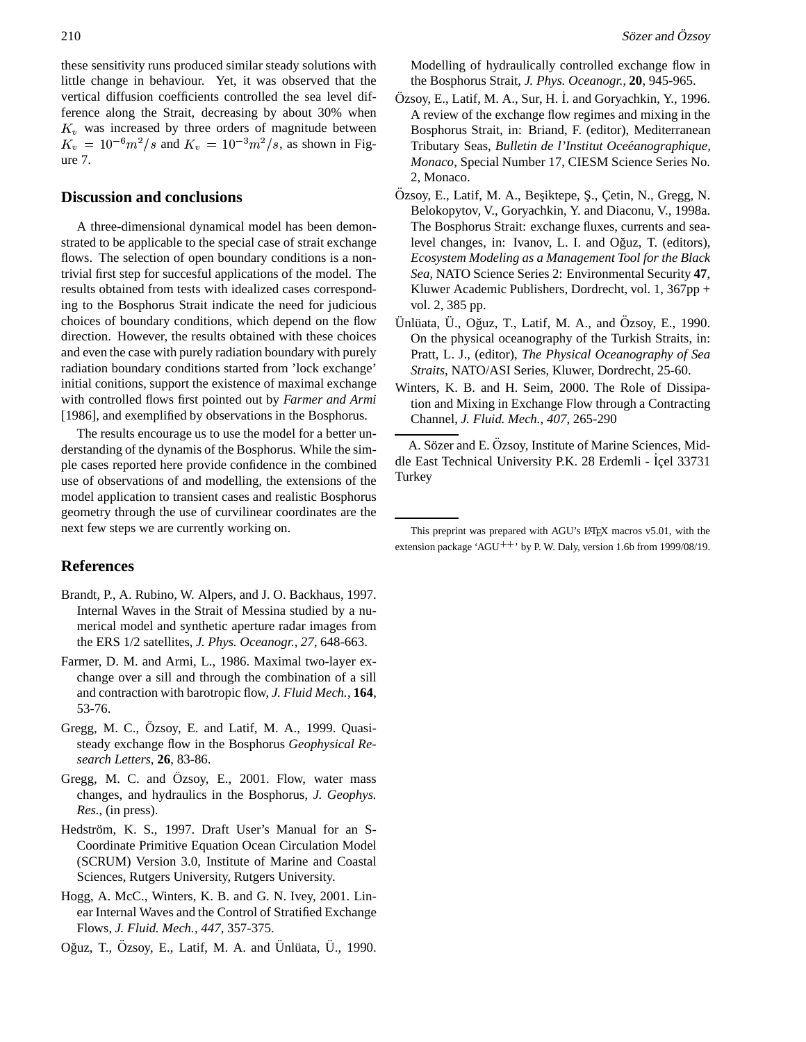these sensitivity runs produced similar steady solutions with little change in behaviour. Yet, it was observed that the vertical diffusion coefficients controlled the sea level difference along the Strait, decreasing by about 30% when $K_v$ was increased by three orders of magnitude between $K_v = 10^{-6} m^2/s$ and $K_v = 10^{-3} m^2/s$, as shown in Figure 7.

## Discussion and conclusions

A three-dimensional dynamical model has been demonstrated to be applicable to the special case of strait exchange flows. The selection of open boundary conditions is a nontrivial first step for succesful applications of the model. The results obtained from tests with idealized cases corresponding to the Bosphorus Strait indicate the need for judicious choices of boundary conditions, which depend on the flow direction. However, the results obtained with these choices and even the case with purely radiation boundary with purely radiation boundary conditions started from 'lock exchange' initial conitions, support the existence of maximal exchange with controlled flows first pointed out by *Farmer and Armi* [1986], and exemplified by observations in the Bosphorus.

The results encourage us to use the model for a better understanding of the dynamis of the Bosphorus. While the simple cases reported here provide confidence in the combined use of observations of and modelling, the extensions of the model application to transient cases and realistic Bosphorus geometry through the use of curvilinear coordinates are the next few steps we are currently working on.

## References

Brandt, P., A. Rubino, W. Alpers, and J. O. Backhaus, 1997. Internal Waves in the Strait of Messina studied by a numerical model and synthetic aperture radar images from the ERS 1/2 satellites, *J. Phys. Oceanogr.*, *27*, 648-663.

Farmer, D. M. and Armi, L., 1986. Maximal two-layer exchange over a sill and through the combination of a sill and contraction with barotropic flow, *J. Fluid Mech.*, **164**, 53-76.

Gregg, M. C., Özsoy, E. and Latif, M. A., 1999. Quasi-steady exchange flow in the Bosphorus *Geophysical Research Letters*, **26**, 83-86.

Gregg, M. C. and Özsoy, E., 2001. Flow, water mass changes, and hydraulics in the Bosphorus, *J. Geophys. Res.*, (in press).

Hedström, K. S., 1997. Draft User's Manual for an S-Coordinate Primitive Equation Ocean Circulation Model (SCRUM) Version 3.0, Institute of Marine and Coastal Sciences, Rutgers University, Rutgers University.

Hogg, A. McC., Winters, K. B. and G. N. Ivey, 2001. Linear Internal Waves and the Control of Stratified Exchange Flows, *J. Fluid. Mech.*, *447*, 357-375.

Oğuz, T., Özsoy, E., Latif, M. A. and Ünlüata, Ü., 1990. Modelling of hydraulically controlled exchange flow in the Bosphorus Strait, *J. Phys. Oceanogr.*, **20**, 945-965.

Özsoy, E., Latif, M. A., Sur, H. İ. and Goryachkin, Y., 1996. A review of the exchange flow regimes and mixing in the Bosphorus Strait, in: Briand, F. (editor), Mediterranean Tributary Seas, *Bulletin de l'Institut Oceéanographique, Monaco*, Special Number 17, CIESM Science Series No. 2, Monaco.

Özsoy, E., Latif, M. A., Beşiktepe, Ş., Çetin, N., Gregg, N. Belokopytov, V., Goryachkin, Y. and Diaconu, V., 1998a. The Bosphorus Strait: exchange fluxes, currents and sea-level changes, in: Ivanov, L. I. and Oğuz, T. (editors), *Ecosystem Modeling as a Management Tool for the Black Sea*, NATO Science Series 2: Environmental Security **47**, Kluwer Academic Publishers, Dordrecht, vol. 1, 367pp + vol. 2, 385 pp.

Ünlüata, Ü., Oğuz, T., Latif, M. A., and Özsoy, E., 1990. On the physical oceanography of the Turkish Straits, in: Pratt, L. J., (editor), *The Physical Oceanography of Sea Straits*, NATO/ASI Series, Kluwer, Dordrecht, 25-60.

Winters, K. B. and H. Seim, 2000. The Role of Dissipation and Mixing in Exchange Flow through a Contracting Channel, *J. Fluid. Mech.*, *407*, 265-290

---

A. Sözer and E. Özsoy, Institute of Marine Sciences, Middle East Technical University P.K. 28 Erdemli - İçel 33731 Turkey

---

This preprint was prepared with AGU's LaTeX macros v5.01, with the extension package 'AGU$^{++}$' by P. W. Daly, version 1.6b from 1999/08/19.